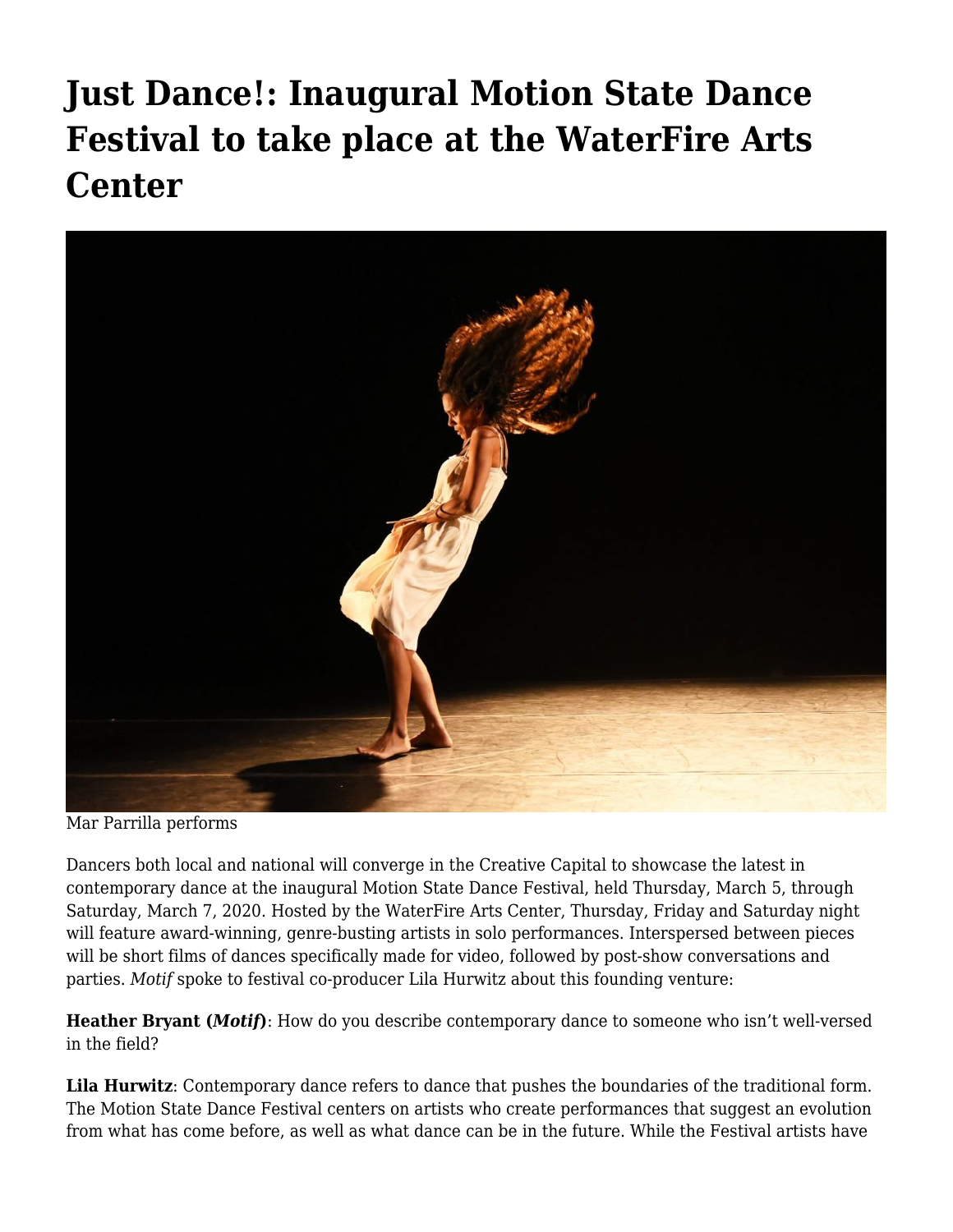# Just Dance!: Inaugural Motion State Dance Festival to take place at the WaterFire Arts Center

Mar Parrilla performs

Dancers both local and national will converge in the Creative Capital to showcase the latest in contemporary dance at the inaugural Motion State Dance Festival, held Thursday, March 5, through Saturday, March 7, 2020. Hosted by the WaterFire Arts Center, Thursday, Friday and Saturday night will feature award-winning, genre-busting artists in solo performances. Interspersed between pieces will be short films of dances specifically made for video, followed by post-show conversations and parties. *Motif* spoke to festival co-producer Lila Hurwitz about this founding venture:

**Heather Bryant (*Motif*)**: How do you describe contemporary dance to someone who isn't well-versed in the field?

**Lila Hurwitz**: Contemporary dance refers to dance that pushes the boundaries of the traditional form. The Motion State Dance Festival centers on artists who create performances that suggest an evolution from what has come before, as well as what dance can be in the future. While the Festival artists have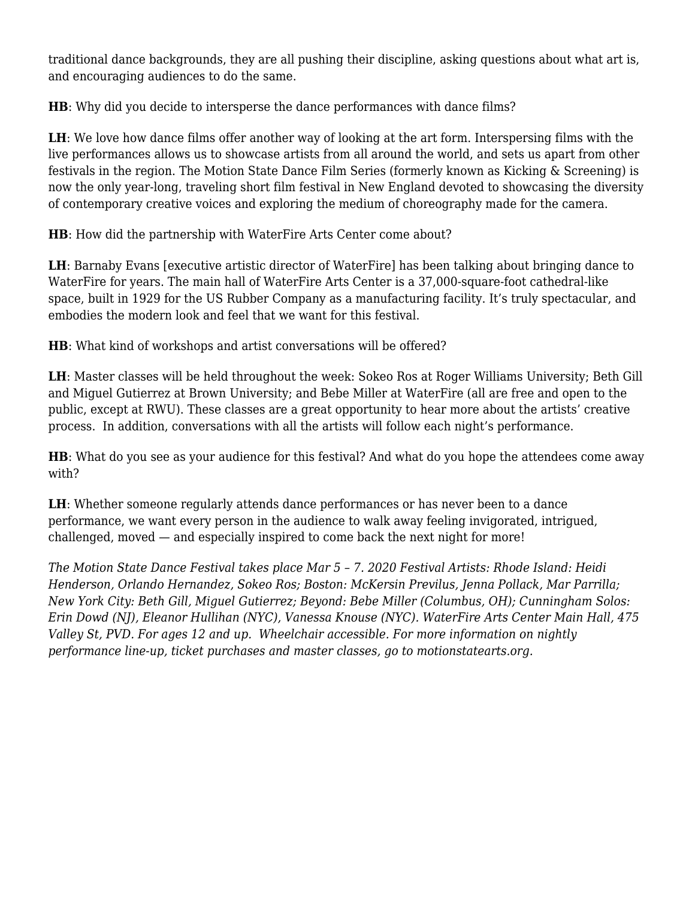traditional dance backgrounds, they are all pushing their discipline, asking questions about what art is, and encouraging audiences to do the same.

**HB**: Why did you decide to intersperse the dance performances with dance films?

**LH**: We love how dance films offer another way of looking at the art form. Interspersing films with the live performances allows us to showcase artists from all around the world, and sets us apart from other festivals in the region. The Motion State Dance Film Series (formerly known as Kicking & Screening) is now the only year-long, traveling short film festival in New England devoted to showcasing the diversity of contemporary creative voices and exploring the medium of choreography made for the camera.

**HB**: How did the partnership with WaterFire Arts Center come about?

**LH**: Barnaby Evans [executive artistic director of WaterFire] has been talking about bringing dance to WaterFire for years. The main hall of WaterFire Arts Center is a 37,000-square-foot cathedral-like space, built in 1929 for the US Rubber Company as a manufacturing facility. It's truly spectacular, and embodies the modern look and feel that we want for this festival.

**HB**: What kind of workshops and artist conversations will be offered?

**LH**: Master classes will be held throughout the week: Sokeo Ros at Roger Williams University; Beth Gill and Miguel Gutierrez at Brown University; and Bebe Miller at WaterFire (all are free and open to the public, except at RWU). These classes are a great opportunity to hear more about the artists' creative process. In addition, conversations with all the artists will follow each night's performance.

**HB**: What do you see as your audience for this festival? And what do you hope the attendees come away with?

**LH**: Whether someone regularly attends dance performances or has never been to a dance performance, we want every person in the audience to walk away feeling invigorated, intrigued, challenged, moved — and especially inspired to come back the next night for more!

*The Motion State Dance Festival takes place Mar 5 – 7. 2020 Festival Artists: Rhode Island: Heidi Henderson, Orlando Hernandez, Sokeo Ros; Boston: McKersin Previlus, Jenna Pollack, Mar Parrilla; New York City: Beth Gill, Miguel Gutierrez; Beyond: Bebe Miller (Columbus, OH); Cunningham Solos: Erin Dowd (NJ), Eleanor Hullihan (NYC), Vanessa Knouse (NYC). WaterFire Arts Center Main Hall, 475 Valley St, PVD. For ages 12 and up. Wheelchair accessible. For more information on nightly performance line-up, ticket purchases and master classes, go to motionstatearts.org.*